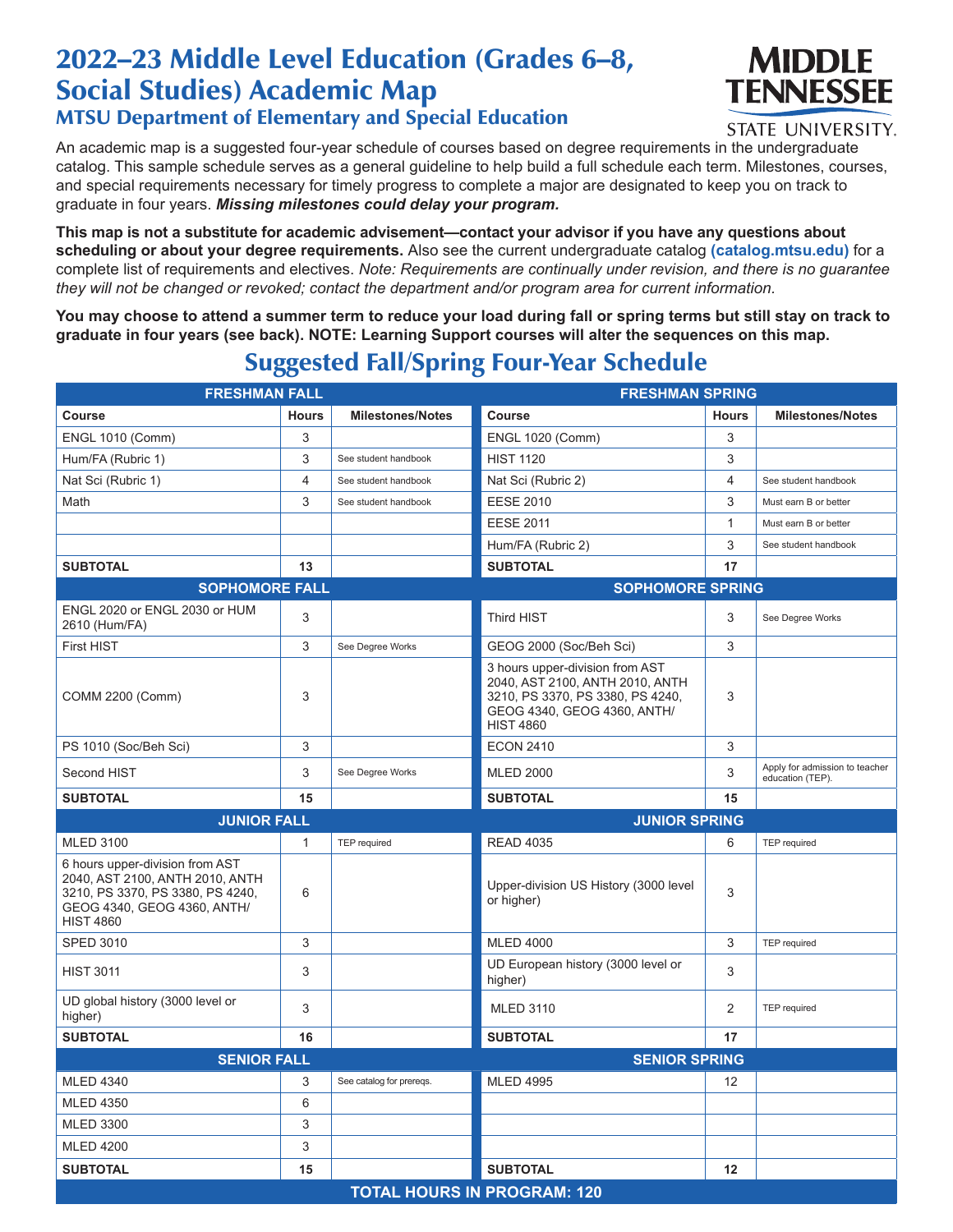# 2022–23 Middle Level Education (Grades 6–8, Social Studies) Academic Map

## MTSU Department of Elementary and Special Education

An academic map is a suggested four-year schedule of courses based on degree requirements in the undergraduate catalog. This sample schedule serves as a general guideline to help build a full schedule each term. Milestones, courses, and special requirements necessary for timely progress to complete a major are designated to keep you on track to graduate in four years. ***Missing milestones could delay your program.***

**This map is not a substitute for academic advisement—contact your advisor if you have any questions about scheduling or about your degree requirements.** Also see the current undergraduate catalog **(catalog.mtsu.edu)** for a complete list of requirements and electives. *Note: Requirements are continually under revision, and there is no guarantee they will not be changed or revoked; contact the department and/or program area for current information.*

**You may choose to attend a summer term to reduce your load during fall or spring terms but still stay on track to graduate in four years (see back). NOTE: Learning Support courses will alter the sequences on this map.**

## Suggested Fall/Spring Four-Year Schedule

| FRESHMAN FALL | | | FRESHMAN SPRING | | |
|---|---|---|---|---|---|
| **Course** | **Hours** | **Milestones/Notes** | **Course** | **Hours** | **Milestones/Notes** |
| ENGL 1010 (Comm) | 3 | | ENGL 1020 (Comm) | 3 | |
| Hum/FA (Rubric 1) | 3 | See student handbook | HIST 1120 | 3 | |
| Nat Sci (Rubric 1) | 4 | See student handbook | Nat Sci (Rubric 2) | 4 | See student handbook |
| Math | 3 | See student handbook | EESE 2010 | 3 | Must earn B or better |
| | | | EESE 2011 | 1 | Must earn B or better |
| | | | Hum/FA (Rubric 2) | 3 | See student handbook |
| **SUBTOTAL** | **13** | | **SUBTOTAL** | **17** | |

| SOPHOMORE FALL | | | SOPHOMORE SPRING | | |
|---|---|---|---|---|---|
| ENGL 2020 or ENGL 2030 or HUM 2610 (Hum/FA) | 3 | | Third HIST | 3 | See Degree Works |
| First HIST | 3 | See Degree Works | GEOG 2000 (Soc/Beh Sci) | 3 | |
| COMM 2200 (Comm) | 3 | | 3 hours upper-division from AST 2040, AST 2100, ANTH 2010, ANTH 3210, PS 3370, PS 3380, PS 4240, GEOG 4340, GEOG 4360, ANTH/HIST 4860 | 3 | |
| PS 1010 (Soc/Beh Sci) | 3 | | ECON 2410 | 3 | |
| Second HIST | 3 | See Degree Works | MLED 2000 | 3 | Apply for admission to teacher education (TEP). |
| **SUBTOTAL** | **15** | | **SUBTOTAL** | **15** | |

| JUNIOR FALL | | | JUNIOR SPRING | | |
|---|---|---|---|---|---|
| MLED 3100 | 1 | TEP required | READ 4035 | 6 | TEP required |
| 6 hours upper-division from AST 2040, AST 2100, ANTH 2010, ANTH 3210, PS 3370, PS 3380, PS 4240, GEOG 4340, GEOG 4360, ANTH/HIST 4860 | 6 | | Upper-division US History (3000 level or higher) | 3 | |
| SPED 3010 | 3 | | MLED 4000 | 3 | TEP required |
| HIST 3011 | 3 | | UD European history (3000 level or higher) | 3 | |
| UD global history (3000 level or higher) | 3 | | MLED 3110 | 2 | TEP required |
| **SUBTOTAL** | **16** | | **SUBTOTAL** | **17** | |

| SENIOR FALL | | | SENIOR SPRING | | |
|---|---|---|---|---|---|
| MLED 4340 | 3 | See catalog for prereqs. | MLED 4995 | 12 | |
| MLED 4350 | 6 | | | | |
| MLED 3300 | 3 | | | | |
| MLED 4200 | 3 | | | | |
| **SUBTOTAL** | **15** | | **SUBTOTAL** | **12** | |

**TOTAL HOURS IN PROGRAM: 120**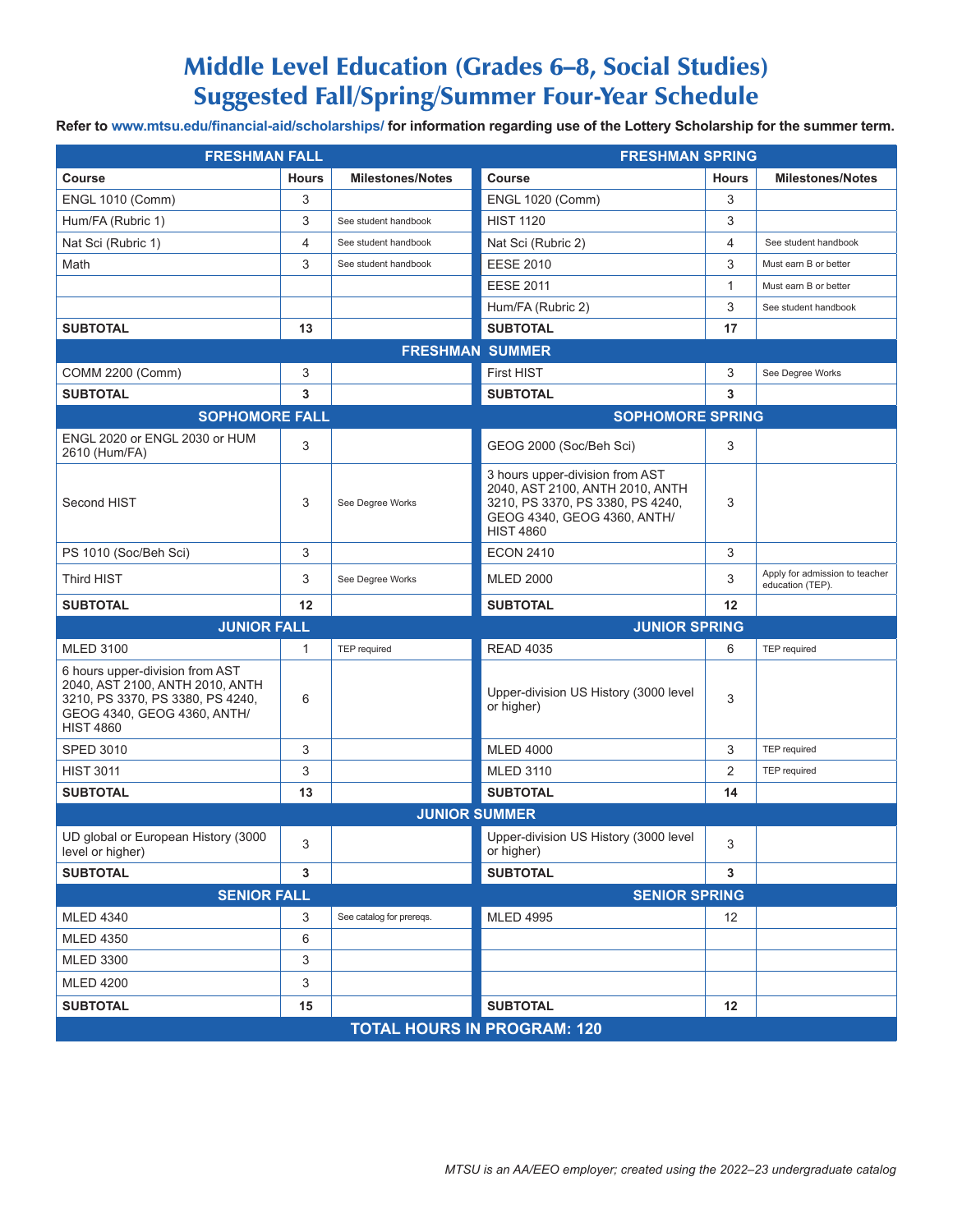# Middle Level Education (Grades 6–8, Social Studies)
# Suggested Fall/Spring/Summer Four-Year Schedule

**Refer to www.mtsu.edu/financial-aid/scholarships/ for information regarding use of the Lottery Scholarship for the summer term.**

| FRESHMAN FALL | | | FRESHMAN SPRING | | |
|---|---|---|---|---|---|
| **Course** | **Hours** | **Milestones/Notes** | **Course** | **Hours** | **Milestones/Notes** |
| ENGL 1010 (Comm) | 3 | | ENGL 1020 (Comm) | 3 | |
| Hum/FA (Rubric 1) | 3 | See student handbook | HIST 1120 | 3 | |
| Nat Sci (Rubric 1) | 4 | See student handbook | Nat Sci (Rubric 2) | 4 | See student handbook |
| Math | 3 | See student handbook | EESE 2010 | 3 | Must earn B or better |
| | | | EESE 2011 | 1 | Must earn B or better |
| | | | Hum/FA (Rubric 2) | 3 | See student handbook |
| **SUBTOTAL** | **13** | | **SUBTOTAL** | **17** | |
| **FRESHMAN SUMMER** | | | | | |
| COMM 2200 (Comm) | 3 | | First HIST | 3 | See Degree Works |
| **SUBTOTAL** | **3** | | **SUBTOTAL** | **3** | |
| **SOPHOMORE FALL** | | | **SOPHOMORE SPRING** | | |
| ENGL 2020 or ENGL 2030 or HUM 2610 (Hum/FA) | 3 | | GEOG 2000 (Soc/Beh Sci) | 3 | |
| Second HIST | 3 | See Degree Works | 3 hours upper-division from AST 2040, AST 2100, ANTH 2010, ANTH 3210, PS 3370, PS 3380, PS 4240, GEOG 4340, GEOG 4360, ANTH/HIST 4860 | 3 | |
| PS 1010 (Soc/Beh Sci) | 3 | | ECON 2410 | 3 | |
| Third HIST | 3 | See Degree Works | MLED 2000 | 3 | Apply for admission to teacher education (TEP). |
| **SUBTOTAL** | **12** | | **SUBTOTAL** | **12** | |
| **JUNIOR FALL** | | | **JUNIOR SPRING** | | |
| MLED 3100 | 1 | TEP required | READ 4035 | 6 | TEP required |
| 6 hours upper-division from AST 2040, AST 2100, ANTH 2010, ANTH 3210, PS 3370, PS 3380, PS 4240, GEOG 4340, GEOG 4360, ANTH/HIST 4860 | 6 | | Upper-division US History (3000 level or higher) | 3 | |
| SPED 3010 | 3 | | MLED 4000 | 3 | TEP required |
| HIST 3011 | 3 | | MLED 3110 | 2 | TEP required |
| **SUBTOTAL** | **13** | | **SUBTOTAL** | **14** | |
| **JUNIOR SUMMER** | | | | | |
| UD global or European History (3000 level or higher) | 3 | | Upper-division US History (3000 level or higher) | 3 | |
| **SUBTOTAL** | **3** | | **SUBTOTAL** | **3** | |
| **SENIOR FALL** | | | **SENIOR SPRING** | | |
| MLED 4340 | 3 | See catalog for prereqs. | MLED 4995 | 12 | |
| MLED 4350 | 6 | | | | |
| MLED 3300 | 3 | | | | |
| MLED 4200 | 3 | | | | |
| **SUBTOTAL** | **15** | | **SUBTOTAL** | **12** | |
| **TOTAL HOURS IN PROGRAM: 120** | | | | | |

*MTSU is an AA/EEO employer; created using the 2022–23 undergraduate catalog*